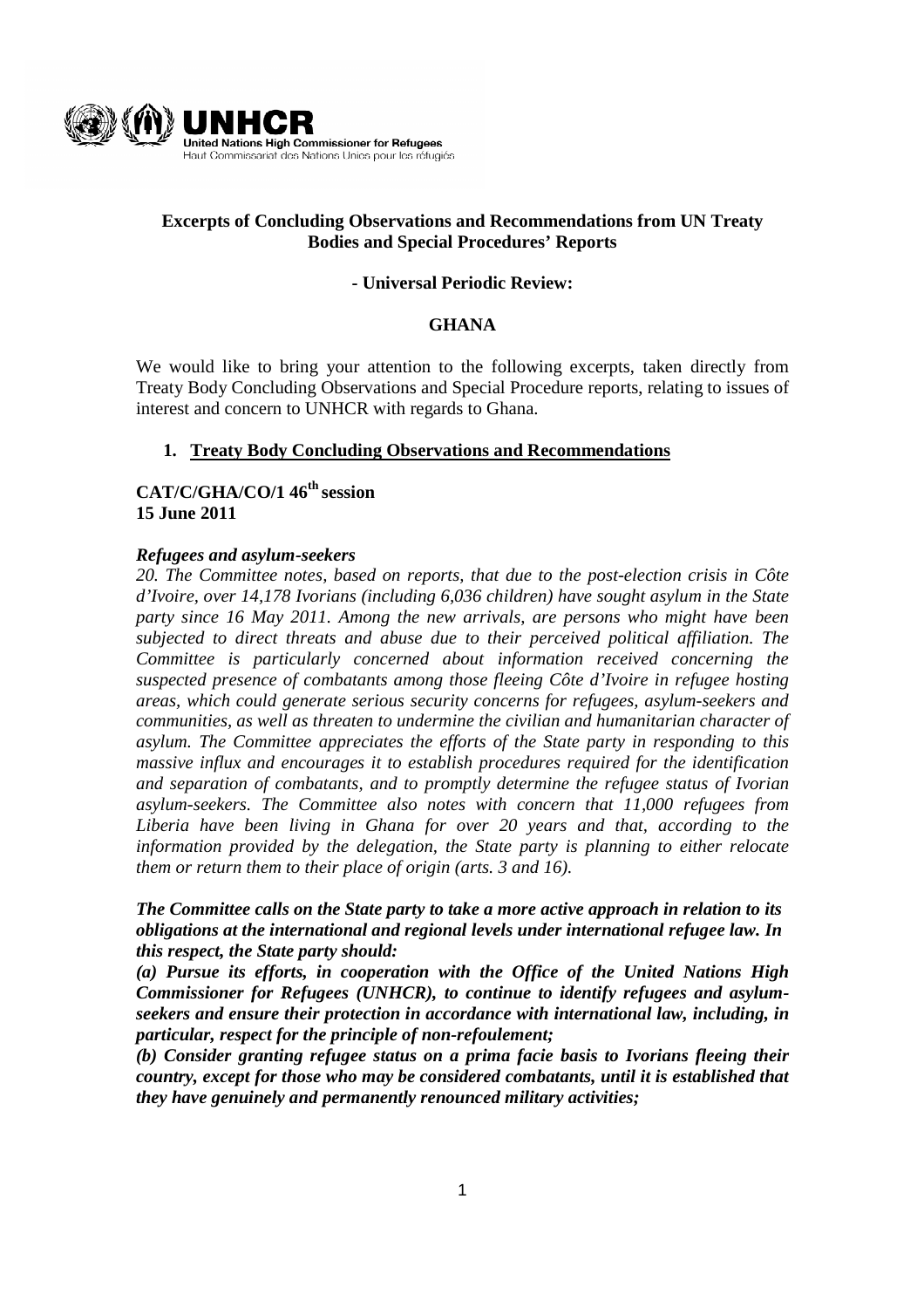United Nations High Commissioner for Refugees
Haut Commissariat des Nations Unies pour les réfugiés

**Excerpts of Concluding Observations and Recommendations from UN Treaty Bodies and Special Procedures' Reports**

**- Universal Periodic Review:**

**GHANA**

We would like to bring your attention to the following excerpts, taken directly from Treaty Body Concluding Observations and Special Procedure reports, relating to issues of interest and concern to UNHCR with regards to Ghana.

## 1. Treaty Body Concluding Observations and Recommendations

**CAT/C/GHA/CO/1 46th session**
**15 June 2011**

***Refugees and asylum-seekers***

*20. The Committee notes, based on reports, that due to the post-election crisis in Côte d'Ivoire, over 14,178 Ivorians (including 6,036 children) have sought asylum in the State party since 16 May 2011. Among the new arrivals, are persons who might have been subjected to direct threats and abuse due to their perceived political affiliation. The Committee is particularly concerned about information received concerning the suspected presence of combatants among those fleeing Côte d'Ivoire in refugee hosting areas, which could generate serious security concerns for refugees, asylum-seekers and communities, as well as threaten to undermine the civilian and humanitarian character of asylum. The Committee appreciates the efforts of the State party in responding to this massive influx and encourages it to establish procedures required for the identification and separation of combatants, and to promptly determine the refugee status of Ivorian asylum-seekers. The Committee also notes with concern that 11,000 refugees from Liberia have been living in Ghana for over 20 years and that, according to the information provided by the delegation, the State party is planning to either relocate them or return them to their place of origin (arts. 3 and 16).*

***The Committee calls on the State party to take a more active approach in relation to its obligations at the international and regional levels under international refugee law. In this respect, the State party should:***

***(a) Pursue its efforts, in cooperation with the Office of the United Nations High Commissioner for Refugees (UNHCR), to continue to identify refugees and asylum-seekers and ensure their protection in accordance with international law, including, in particular, respect for the principle of non-refoulement;***

***(b) Consider granting refugee status on a prima facie basis to Ivorians fleeing their country, except for those who may be considered combatants, until it is established that they have genuinely and permanently renounced military activities;***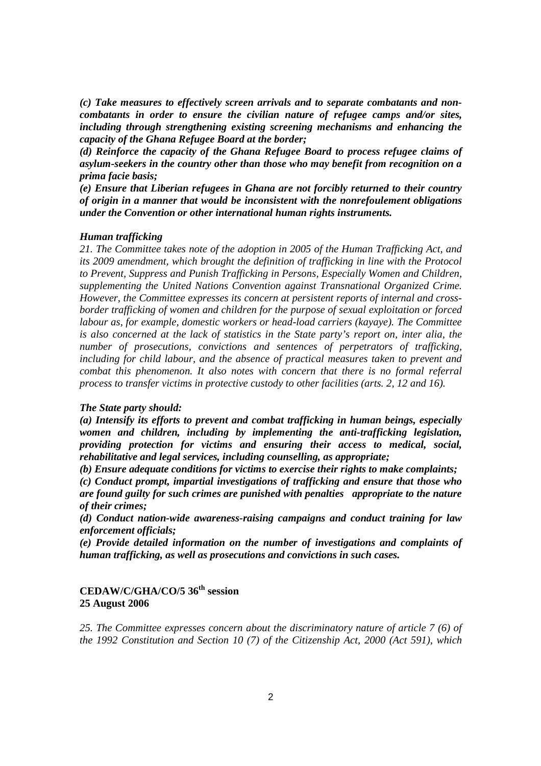***(c) Take measures to effectively screen arrivals and to separate combatants and non-combatants in order to ensure the civilian nature of refugee camps and/or sites, including through strengthening existing screening mechanisms and enhancing the capacity of the Ghana Refugee Board at the border;***

***(d) Reinforce the capacity of the Ghana Refugee Board to process refugee claims of asylum-seekers in the country other than those who may benefit from recognition on a prima facie basis;***

***(e) Ensure that Liberian refugees in Ghana are not forcibly returned to their country of origin in a manner that would be inconsistent with the nonrefoulement obligations under the Convention or other international human rights instruments.***

***Human trafficking***

*21. The Committee takes note of the adoption in 2005 of the Human Trafficking Act, and its 2009 amendment, which brought the definition of trafficking in line with the Protocol to Prevent, Suppress and Punish Trafficking in Persons, Especially Women and Children, supplementing the United Nations Convention against Transnational Organized Crime. However, the Committee expresses its concern at persistent reports of internal and cross-border trafficking of women and children for the purpose of sexual exploitation or forced labour as, for example, domestic workers or head-load carriers (kayaye). The Committee is also concerned at the lack of statistics in the State party's report on, inter alia, the number of prosecutions, convictions and sentences of perpetrators of trafficking, including for child labour, and the absence of practical measures taken to prevent and combat this phenomenon. It also notes with concern that there is no formal referral process to transfer victims in protective custody to other facilities (arts. 2, 12 and 16).*

***The State party should:***

***(a) Intensify its efforts to prevent and combat trafficking in human beings, especially women and children, including by implementing the anti-trafficking legislation, providing protection for victims and ensuring their access to medical, social, rehabilitative and legal services, including counselling, as appropriate;***

***(b) Ensure adequate conditions for victims to exercise their rights to make complaints;***

***(c) Conduct prompt, impartial investigations of trafficking and ensure that those who are found guilty for such crimes are punished with penalties appropriate to the nature of their crimes;***

***(d) Conduct nation-wide awareness-raising campaigns and conduct training for law enforcement officials;***

***(e) Provide detailed information on the number of investigations and complaints of human trafficking, as well as prosecutions and convictions in such cases.***

**CEDAW/C/GHA/CO/5 36th session**
**25 August 2006**

*25. The Committee expresses concern about the discriminatory nature of article 7 (6) of the 1992 Constitution and Section 10 (7) of the Citizenship Act, 2000 (Act 591), which*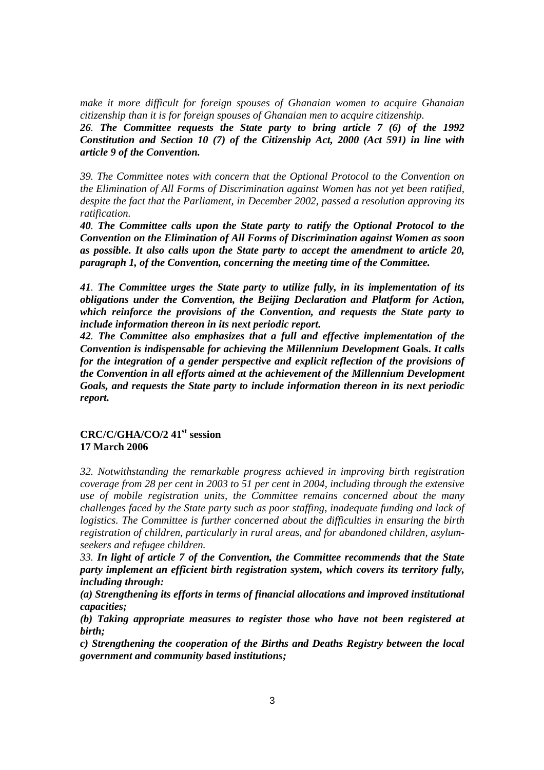*make it more difficult for foreign spouses of Ghanaian women to acquire Ghanaian citizenship than it is for foreign spouses of Ghanaian men to acquire citizenship.*

***26**. **The Committee requests the State party to bring article 7 (6) of the 1992 Constitution and Section 10 (7) of the Citizenship Act, 2000 (Act 591) in line with article 9 of the Convention.***

*39. The Committee notes with concern that the Optional Protocol to the Convention on the Elimination of All Forms of Discrimination against Women has not yet been ratified, despite the fact that the Parliament, in December 2002, passed a resolution approving its ratification.*

***40**. **The Committee calls upon the State party to ratify the Optional Protocol to the Convention on the Elimination of All Forms of Discrimination against Women as soon as possible. It also calls upon the State party to accept the amendment to article 20, paragraph 1, of the Convention, concerning the meeting time of the Committee.***

***41**. **The Committee urges the State party to utilize fully, in its implementation of its obligations under the Convention, the Beijing Declaration and Platform for Action, which reinforce the provisions of the Convention, and requests the State party to include information thereon in its next periodic report.***

***42**. **The Committee also emphasizes that a full and effective implementation of the Convention is indispensable for achieving the Millennium Development Goals. It calls for the integration of a gender perspective and explicit reflection of the provisions of the Convention in all efforts aimed at the achievement of the Millennium Development Goals, and requests the State party to include information thereon in its next periodic report.***

**CRC/C/GHA/CO/2 41st session**
**17 March 2006**

*32. Notwithstanding the remarkable progress achieved in improving birth registration coverage from 28 per cent in 2003 to 51 per cent in 2004, including through the extensive use of mobile registration units, the Committee remains concerned about the many challenges faced by the State party such as poor staffing, inadequate funding and lack of logistics. The Committee is further concerned about the difficulties in ensuring the birth registration of children, particularly in rural areas, and for abandoned children, asylum-seekers and refugee children.*

*33. **In light of article 7 of the Convention, the Committee recommends that the State party implement an efficient birth registration system, which covers its territory fully, including through:***

***(a) Strengthening its efforts in terms of financial allocations and improved institutional capacities;***

***(b) Taking appropriate measures to register those who have not been registered at birth;***

***c) Strengthening the cooperation of the Births and Deaths Registry between the local government and community based institutions;***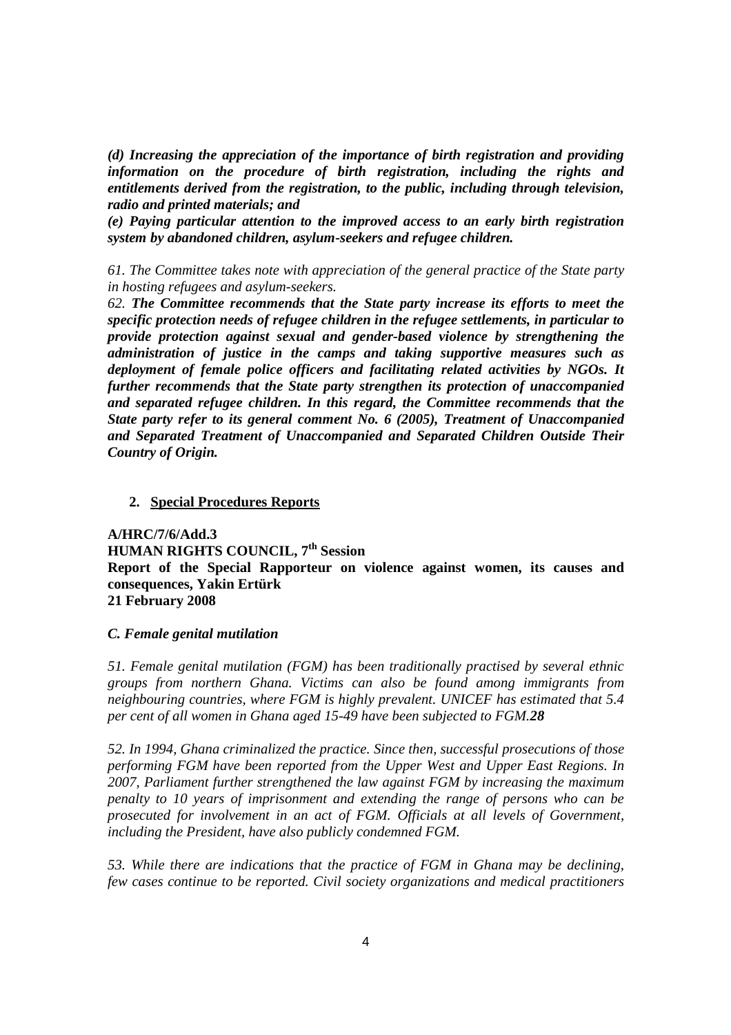***(d) Increasing the appreciation of the importance of birth registration and providing information on the procedure of birth registration, including the rights and entitlements derived from the registration, to the public, including through television, radio and printed materials; and***

***(e) Paying particular attention to the improved access to an early birth registration system by abandoned children, asylum-seekers and refugee children.***

*61. The Committee takes note with appreciation of the general practice of the State party in hosting refugees and asylum-seekers.*

*62.* ***The Committee recommends that the State party increase its efforts to meet the specific protection needs of refugee children in the refugee settlements, in particular to provide protection against sexual and gender-based violence by strengthening the administration of justice in the camps and taking supportive measures such as deployment of female police officers and facilitating related activities by NGOs. It further recommends that the State party strengthen its protection of unaccompanied and separated refugee children. In this regard, the Committee recommends that the State party refer to its general comment No. 6 (2005), Treatment of Unaccompanied and Separated Treatment of Unaccompanied and Separated Children Outside Their Country of Origin.***

## 2. Special Procedures Reports

**A/HRC/7/6/Add.3**
**HUMAN RIGHTS COUNCIL, 7th Session**
**Report of the Special Rapporteur on violence against women, its causes and consequences, Yakin Ertürk**
**21 February 2008**

### *C. Female genital mutilation*

*51. Female genital mutilation (FGM) has been traditionally practised by several ethnic groups from northern Ghana. Victims can also be found among immigrants from neighbouring countries, where FGM is highly prevalent. UNICEF has estimated that 5.4 per cent of all women in Ghana aged 15-49 have been subjected to FGM.**28***

*52. In 1994, Ghana criminalized the practice. Since then, successful prosecutions of those performing FGM have been reported from the Upper West and Upper East Regions. In 2007, Parliament further strengthened the law against FGM by increasing the maximum penalty to 10 years of imprisonment and extending the range of persons who can be prosecuted for involvement in an act of FGM. Officials at all levels of Government, including the President, have also publicly condemned FGM.*

*53. While there are indications that the practice of FGM in Ghana may be declining, few cases continue to be reported. Civil society organizations and medical practitioners*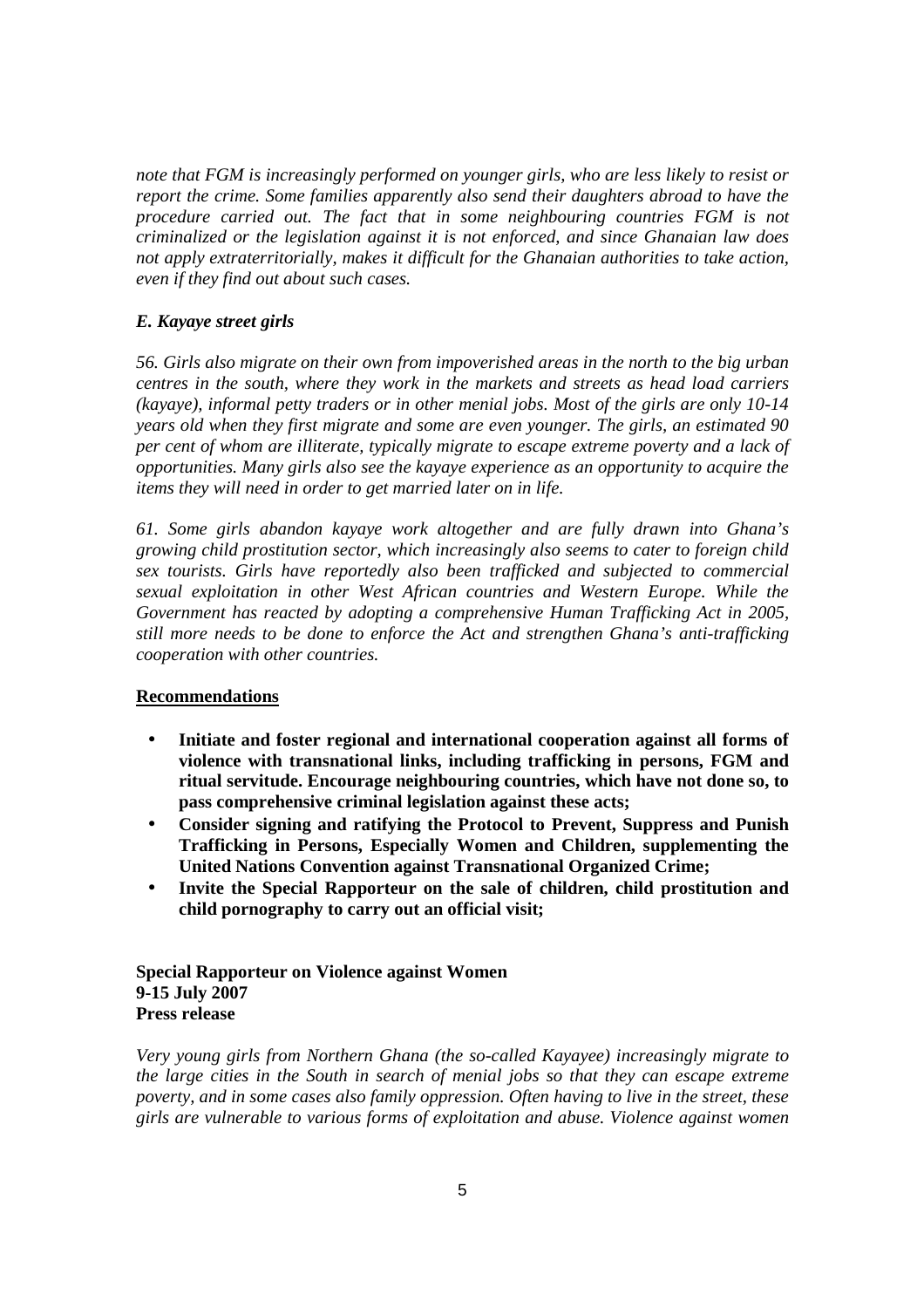*note that FGM is increasingly performed on younger girls, who are less likely to resist or report the crime. Some families apparently also send their daughters abroad to have the procedure carried out. The fact that in some neighbouring countries FGM is not criminalized or the legislation against it is not enforced, and since Ghanaian law does not apply extraterritorially, makes it difficult for the Ghanaian authorities to take action, even if they find out about such cases.*

***E. Kayaye street girls***

*56. Girls also migrate on their own from impoverished areas in the north to the big urban centres in the south, where they work in the markets and streets as head load carriers (kayaye), informal petty traders or in other menial jobs. Most of the girls are only 10-14 years old when they first migrate and some are even younger. The girls, an estimated 90 per cent of whom are illiterate, typically migrate to escape extreme poverty and a lack of opportunities. Many girls also see the kayaye experience as an opportunity to acquire the items they will need in order to get married later on in life.*

*61. Some girls abandon kayaye work altogether and are fully drawn into Ghana's growing child prostitution sector, which increasingly also seems to cater to foreign child sex tourists. Girls have reportedly also been trafficked and subjected to commercial sexual exploitation in other West African countries and Western Europe. While the Government has reacted by adopting a comprehensive Human Trafficking Act in 2005, still more needs to be done to enforce the Act and strengthen Ghana's anti-trafficking cooperation with other countries.*

**Recommendations**

- **Initiate and foster regional and international cooperation against all forms of violence with transnational links, including trafficking in persons, FGM and ritual servitude. Encourage neighbouring countries, which have not done so, to pass comprehensive criminal legislation against these acts;**
- **Consider signing and ratifying the Protocol to Prevent, Suppress and Punish Trafficking in Persons, Especially Women and Children, supplementing the United Nations Convention against Transnational Organized Crime;**
- **Invite the Special Rapporteur on the sale of children, child prostitution and child pornography to carry out an official visit;**

**Special Rapporteur on Violence against Women**
**9-15 July 2007**
**Press release**

*Very young girls from Northern Ghana (the so-called Kayayee) increasingly migrate to the large cities in the South in search of menial jobs so that they can escape extreme poverty, and in some cases also family oppression. Often having to live in the street, these girls are vulnerable to various forms of exploitation and abuse. Violence against women*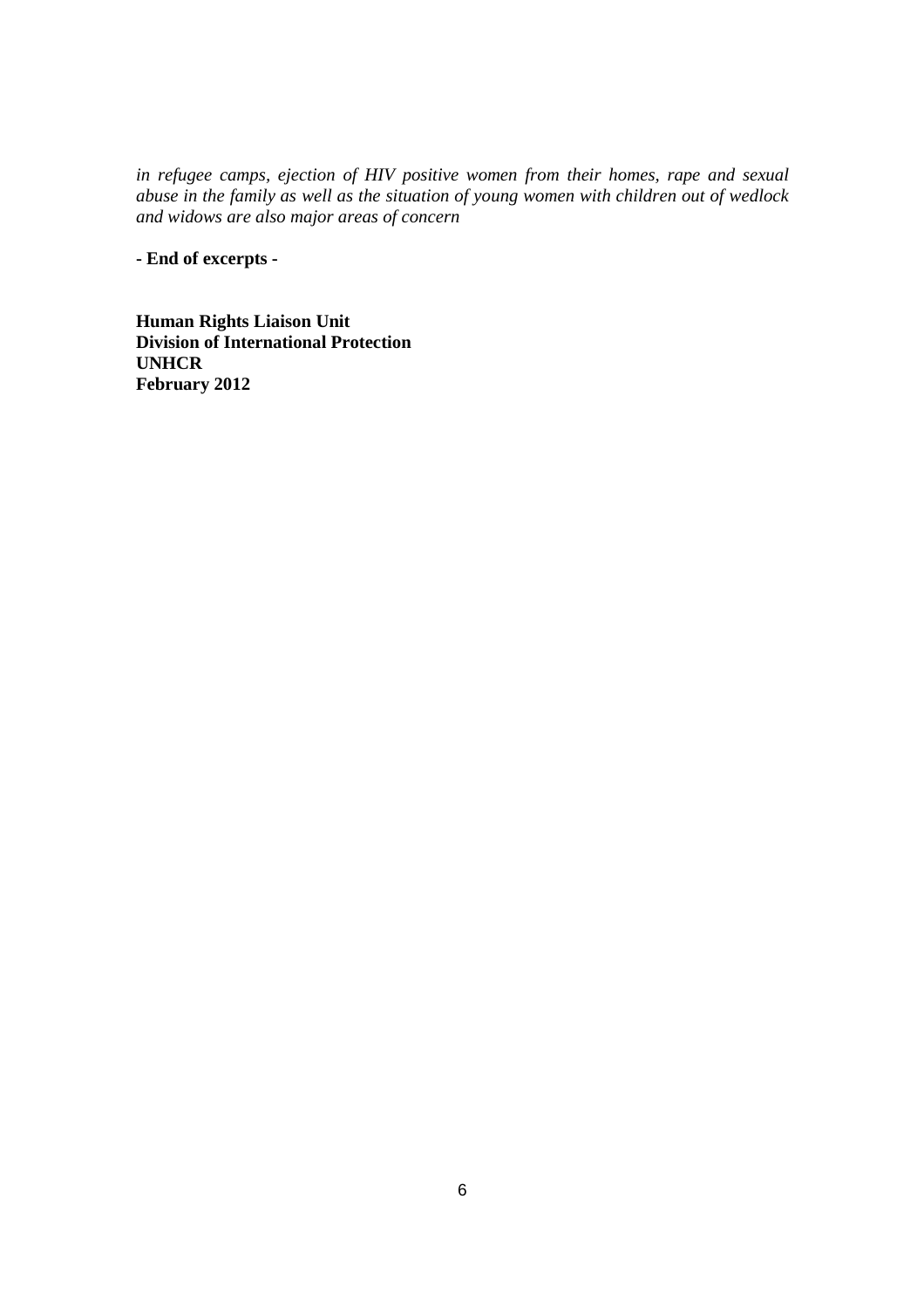*in refugee camps, ejection of HIV positive women from their homes, rape and sexual abuse in the family as well as the situation of young women with children out of wedlock and widows are also major areas of concern*

**- End of excerpts -**

**Human Rights Liaison Unit**
**Division of International Protection**
**UNHCR**
**February 2012**